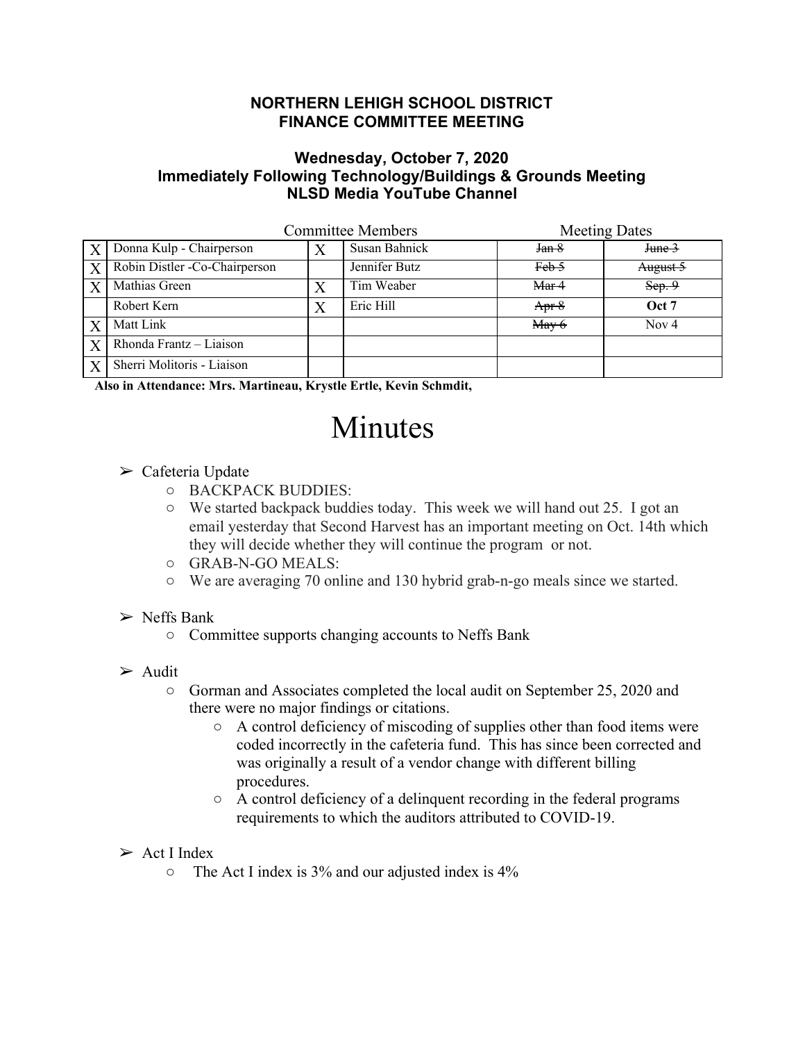**NORTHERN LEHIGH SCHOOL DISTRICT**
**FINANCE COMMITTEE MEETING**

**Wednesday, October 7, 2020**
**Immediately Following Technology/Buildings & Grounds Meeting**
**NLSD Media YouTube Channel**

| | Committee Members | | | Meeting Dates | |
|---|---|---|---|---|---|
| X | Donna Kulp - Chairperson | X | Susan Bahnick | ~~Jan 8~~ | ~~June 3~~ |
| X | Robin Distler -Co-Chairperson | | Jennifer Butz | ~~Feb 5~~ | ~~August 5~~ |
| X | Mathias Green | X | Tim Weaber | ~~Mar 4~~ | ~~Sep. 9~~ |
| | Robert Kern | X | Eric Hill | ~~Apr 8~~ | **Oct 7** |
| X | Matt Link | | | ~~May 6~~ | Nov 4 |
| X | Rhonda Frantz – Liaison | | | | |
| X | Sherri Molitoris - Liaison | | | | |

**Also in Attendance: Mrs. Martineau, Krystle Ertle, Kevin Schmdit,**

# Minutes

- Cafeteria Update
  - BACKPACK BUDDIES:
  - We started backpack buddies today. This week we will hand out 25. I got an email yesterday that Second Harvest has an important meeting on Oct. 14th which they will decide whether they will continue the program or not.
  - GRAB-N-GO MEALS:
  - We are averaging 70 online and 130 hybrid grab-n-go meals since we started.

- Neffs Bank
  - Committee supports changing accounts to Neffs Bank

- Audit
  - Gorman and Associates completed the local audit on September 25, 2020 and there were no major findings or citations.
    - A control deficiency of miscoding of supplies other than food items were coded incorrectly in the cafeteria fund. This has since been corrected and was originally a result of a vendor change with different billing procedures.
    - A control deficiency of a delinquent recording in the federal programs requirements to which the auditors attributed to COVID-19.

- Act I Index
  - The Act I index is 3% and our adjusted index is 4%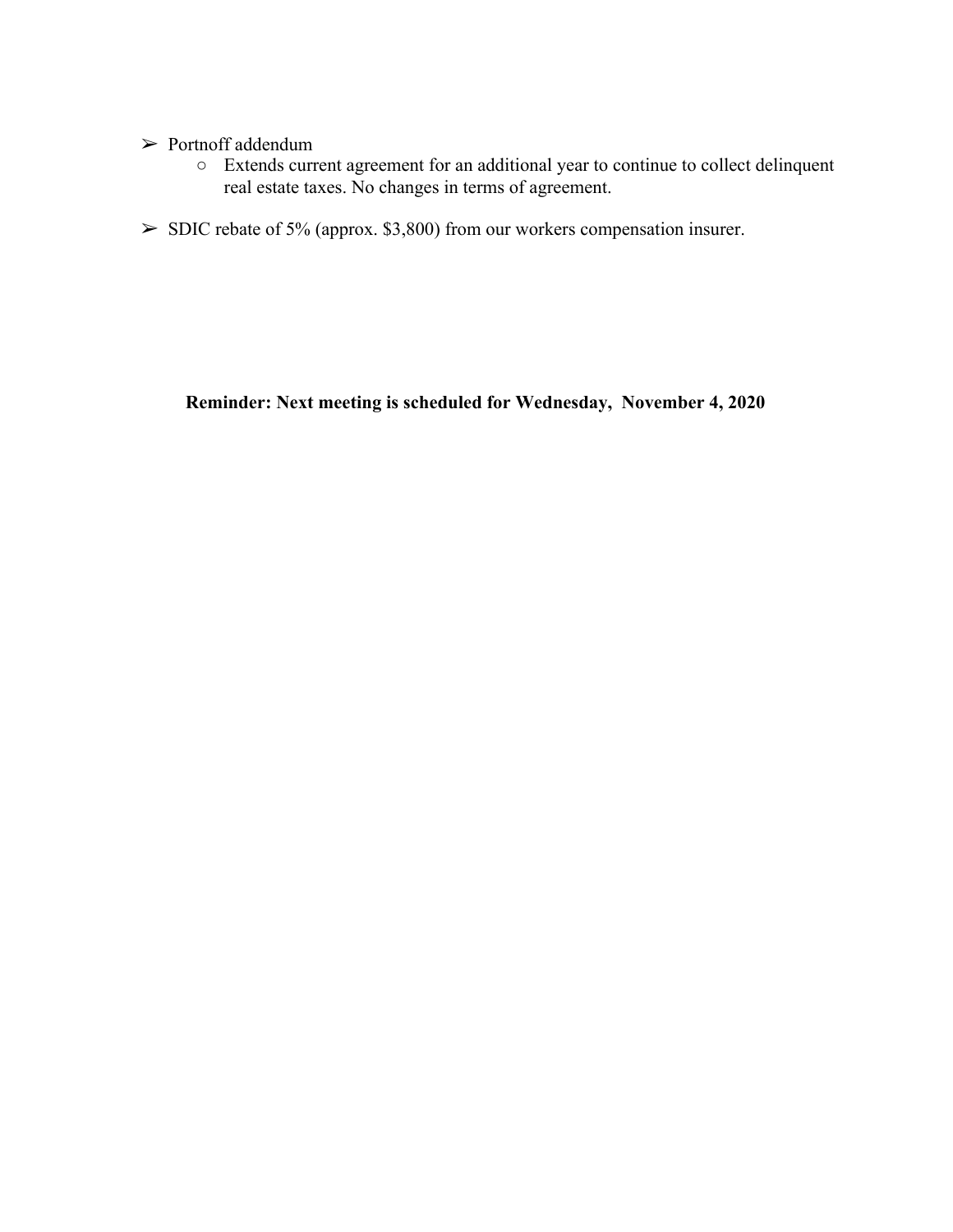- Portnoff addendum
  - Extends current agreement for an additional year to continue to collect delinquent real estate taxes. No changes in terms of agreement.

- SDIC rebate of 5% (approx. $3,800) from our workers compensation insurer.

**Reminder: Next meeting is scheduled for Wednesday, November 4, 2020**